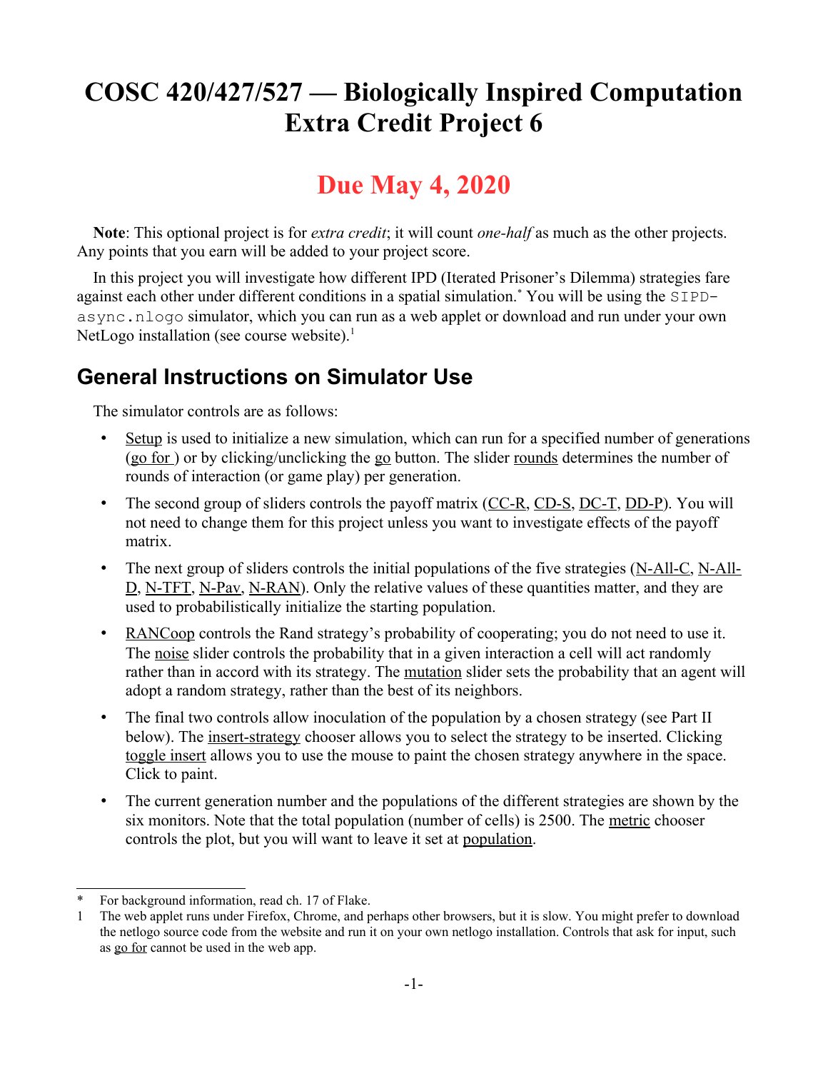# COSC 420/427/527 — Biologically Inspired Computation
# Extra Credit Project 6

## Due May 4, 2020

**Note**: This optional project is for *extra credit*; it will count *one-half* as much as the other projects. Any points that you earn will be added to your project score.

In this project you will investigate how different IPD (Iterated Prisoner's Dilemma) strategies fare against each other under different conditions in a spatial simulation.* You will be using the `SIPD-async.nlogo` simulator, which you can run as a web applet or download and run under your own NetLogo installation (see course website).[1]

## General Instructions on Simulator Use

The simulator controls are as follows:

- Setup is used to initialize a new simulation, which can run for a specified number of generations (go for ) or by clicking/unclicking the go button. The slider rounds determines the number of rounds of interaction (or game play) per generation.
- The second group of sliders controls the payoff matrix (CC-R, CD-S, DC-T, DD-P). You will not need to change them for this project unless you want to investigate effects of the payoff matrix.
- The next group of sliders controls the initial populations of the five strategies (N-All-C, N-All-D, N-TFT, N-Pav, N-RAN). Only the relative values of these quantities matter, and they are used to probabilistically initialize the starting population.
- RANCoop controls the Rand strategy's probability of cooperating; you do not need to use it. The noise slider controls the probability that in a given interaction a cell will act randomly rather than in accord with its strategy. The mutation slider sets the probability that an agent will adopt a random strategy, rather than the best of its neighbors.
- The final two controls allow inoculation of the population by a chosen strategy (see Part II below). The insert-strategy chooser allows you to select the strategy to be inserted. Clicking toggle insert allows you to use the mouse to paint the chosen strategy anywhere in the space. Click to paint.
- The current generation number and the populations of the different strategies are shown by the six monitors. Note that the total population (number of cells) is 2500. The metric chooser controls the plot, but you will want to leave it set at population.

---

\* For background information, read ch. 17 of Flake.

1 The web applet runs under Firefox, Chrome, and perhaps other browsers, but it is slow. You might prefer to download the netlogo source code from the website and run it on your own netlogo installation. Controls that ask for input, such as go for cannot be used in the web app.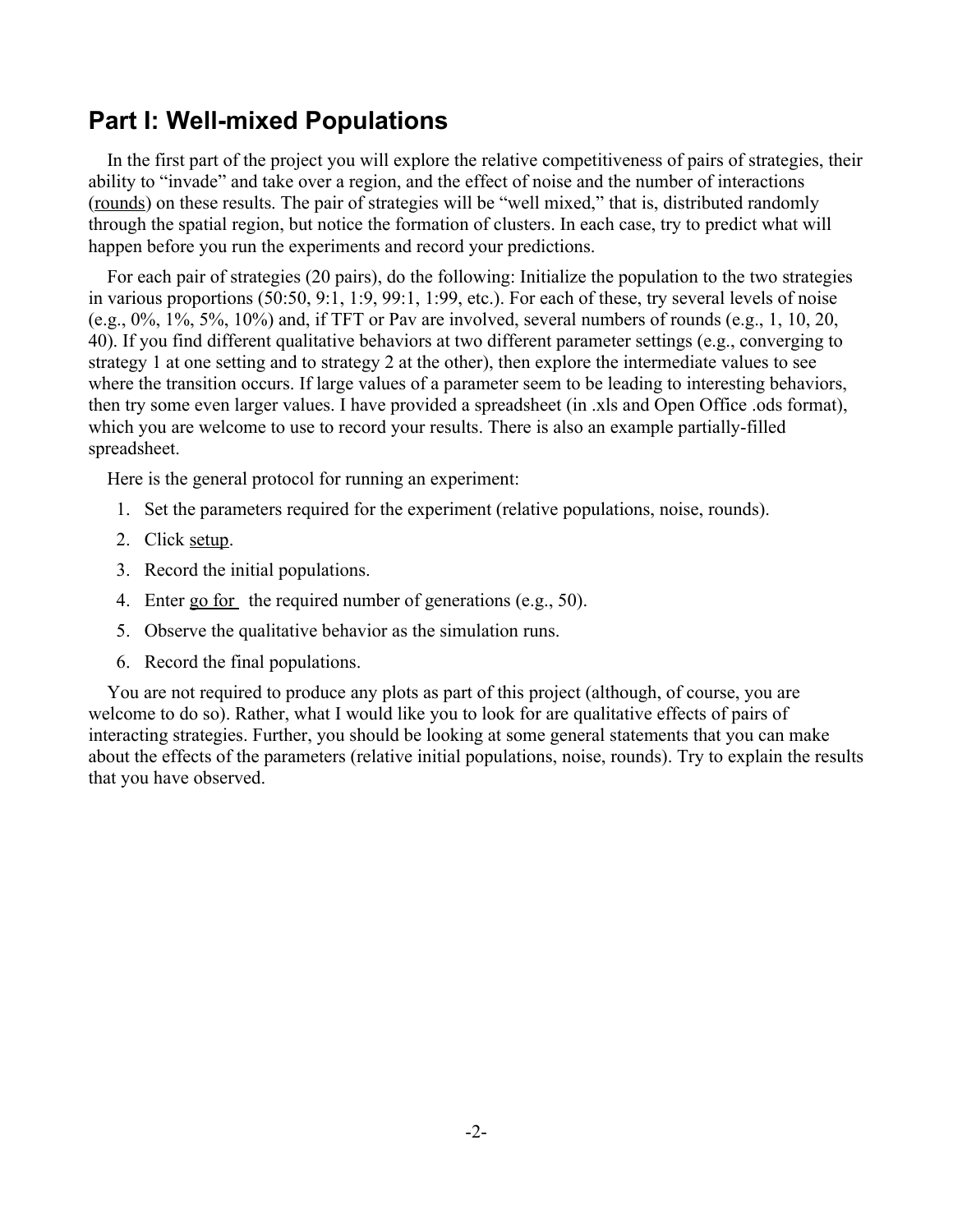## Part I: Well-mixed Populations

In the first part of the project you will explore the relative competitiveness of pairs of strategies, their ability to "invade" and take over a region, and the effect of noise and the number of interactions (rounds) on these results. The pair of strategies will be "well mixed," that is, distributed randomly through the spatial region, but notice the formation of clusters. In each case, try to predict what will happen before you run the experiments and record your predictions.

For each pair of strategies (20 pairs), do the following: Initialize the population to the two strategies in various proportions (50:50, 9:1, 1:9, 99:1, 1:99, etc.). For each of these, try several levels of noise (e.g., 0%, 1%, 5%, 10%) and, if TFT or Pav are involved, several numbers of rounds (e.g., 1, 10, 20, 40). If you find different qualitative behaviors at two different parameter settings (e.g., converging to strategy 1 at one setting and to strategy 2 at the other), then explore the intermediate values to see where the transition occurs. If large values of a parameter seem to be leading to interesting behaviors, then try some even larger values. I have provided a spreadsheet (in .xls and Open Office .ods format), which you are welcome to use to record your results. There is also an example partially-filled spreadsheet.

Here is the general protocol for running an experiment:

1. Set the parameters required for the experiment (relative populations, noise, rounds).
2. Click setup.
3. Record the initial populations.
4. Enter go for the required number of generations (e.g., 50).
5. Observe the qualitative behavior as the simulation runs.
6. Record the final populations.

You are not required to produce any plots as part of this project (although, of course, you are welcome to do so). Rather, what I would like you to look for are qualitative effects of pairs of interacting strategies. Further, you should be looking at some general statements that you can make about the effects of the parameters (relative initial populations, noise, rounds). Try to explain the results that you have observed.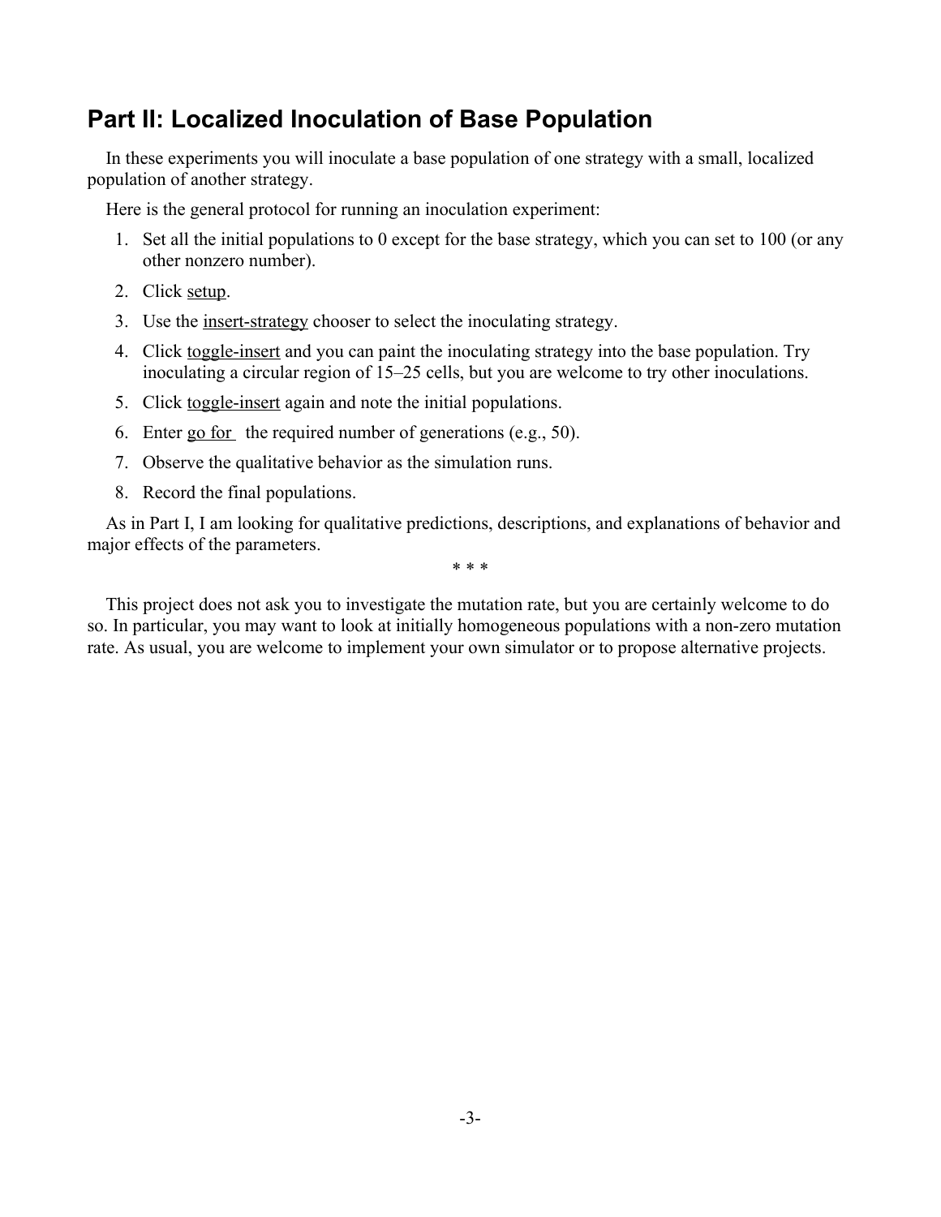## Part II: Localized Inoculation of Base Population

In these experiments you will inoculate a base population of one strategy with a small, localized population of another strategy.

Here is the general protocol for running an inoculation experiment:

1. Set all the initial populations to 0 except for the base strategy, which you can set to 100 (or any other nonzero number).
2. Click setup.
3. Use the insert-strategy chooser to select the inoculating strategy.
4. Click toggle-insert and you can paint the inoculating strategy into the base population. Try inoculating a circular region of 15–25 cells, but you are welcome to try other inoculations.
5. Click toggle-insert again and note the initial populations.
6. Enter go for the required number of generations (e.g., 50).
7. Observe the qualitative behavior as the simulation runs.
8. Record the final populations.

As in Part I, I am looking for qualitative predictions, descriptions, and explanations of behavior and major effects of the parameters.

\* \* \*

This project does not ask you to investigate the mutation rate, but you are certainly welcome to do so. In particular, you may want to look at initially homogeneous populations with a non-zero mutation rate. As usual, you are welcome to implement your own simulator or to propose alternative projects.